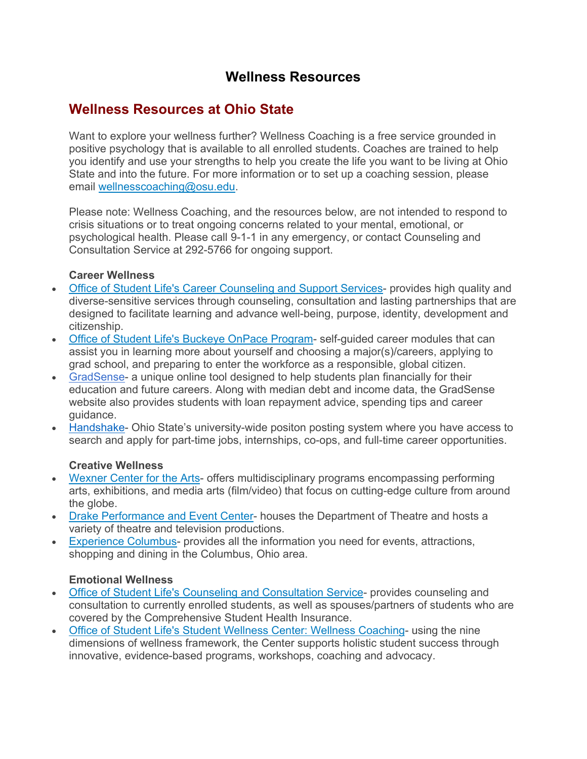# Wellness Resources

## Wellness Resources at Ohio State

Want to explore your wellness further? Wellness Coaching is a free service grounded in positive psychology that is available to all enrolled students. Coaches are trained to help you identify and use your strengths to help you create the life you want to be living at Ohio State and into the future. For more information or to set up a coaching session, please email wellnesscoaching@osu.edu.

Please note: Wellness Coaching, and the resources below, are not intended to respond to crisis situations or to treat ongoing concerns related to your mental, emotional, or psychological health. Please call 9-1-1 in any emergency, or contact Counseling and Consultation Service at 292-5766 for ongoing support.

**Career Wellness**

- Office of Student Life's Career Counseling and Support Services- provides high quality and diverse-sensitive services through counseling, consultation and lasting partnerships that are designed to facilitate learning and advance well-being, purpose, identity, development and citizenship.
- Office of Student Life's Buckeye OnPace Program- self-guided career modules that can assist you in learning more about yourself and choosing a major(s)/careers, applying to grad school, and preparing to enter the workforce as a responsible, global citizen.
- GradSense- a unique online tool designed to help students plan financially for their education and future careers. Along with median debt and income data, the GradSense website also provides students with loan repayment advice, spending tips and career guidance.
- Handshake- Ohio State's university-wide positon posting system where you have access to search and apply for part-time jobs, internships, co-ops, and full-time career opportunities.

**Creative Wellness**

- Wexner Center for the Arts- offers multidisciplinary programs encompassing performing arts, exhibitions, and media arts (film/video) that focus on cutting-edge culture from around the globe.
- Drake Performance and Event Center- houses the Department of Theatre and hosts a variety of theatre and television productions.
- Experience Columbus- provides all the information you need for events, attractions, shopping and dining in the Columbus, Ohio area.

**Emotional Wellness**

- Office of Student Life's Counseling and Consultation Service- provides counseling and consultation to currently enrolled students, as well as spouses/partners of students who are covered by the Comprehensive Student Health Insurance.
- Office of Student Life's Student Wellness Center: Wellness Coaching- using the nine dimensions of wellness framework, the Center supports holistic student success through innovative, evidence-based programs, workshops, coaching and advocacy.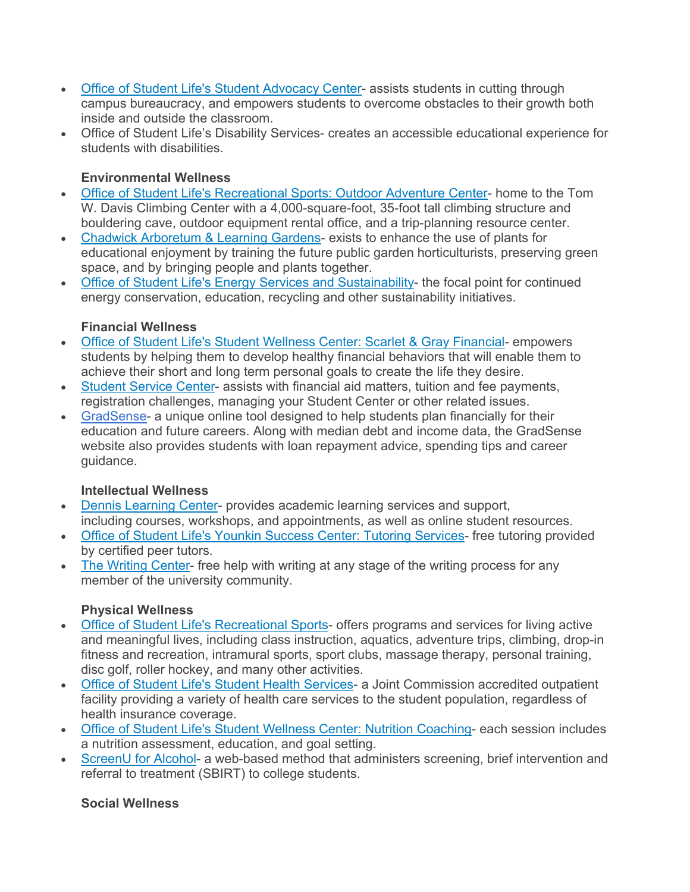- Office of Student Life's Student Advocacy Center- assists students in cutting through campus bureaucracy, and empowers students to overcome obstacles to their growth both inside and outside the classroom.
- Office of Student Life's Disability Services- creates an accessible educational experience for students with disabilities.

**Environmental Wellness**

- Office of Student Life's Recreational Sports: Outdoor Adventure Center- home to the Tom W. Davis Climbing Center with a 4,000-square-foot, 35-foot tall climbing structure and bouldering cave, outdoor equipment rental office, and a trip-planning resource center.
- Chadwick Arboretum & Learning Gardens- exists to enhance the use of plants for educational enjoyment by training the future public garden horticulturists, preserving green space, and by bringing people and plants together.
- Office of Student Life's Energy Services and Sustainability- the focal point for continued energy conservation, education, recycling and other sustainability initiatives.

**Financial Wellness**

- Office of Student Life's Student Wellness Center: Scarlet & Gray Financial- empowers students by helping them to develop healthy financial behaviors that will enable them to achieve their short and long term personal goals to create the life they desire.
- Student Service Center- assists with financial aid matters, tuition and fee payments, registration challenges, managing your Student Center or other related issues.
- GradSense- a unique online tool designed to help students plan financially for their education and future careers. Along with median debt and income data, the GradSense website also provides students with loan repayment advice, spending tips and career guidance.

**Intellectual Wellness**

- Dennis Learning Center- provides academic learning services and support, including courses, workshops, and appointments, as well as online student resources.
- Office of Student Life's Younkin Success Center: Tutoring Services- free tutoring provided by certified peer tutors.
- The Writing Center- free help with writing at any stage of the writing process for any member of the university community.

**Physical Wellness**

- Office of Student Life's Recreational Sports- offers programs and services for living active and meaningful lives, including class instruction, aquatics, adventure trips, climbing, drop-in fitness and recreation, intramural sports, sport clubs, massage therapy, personal training, disc golf, roller hockey, and many other activities.
- Office of Student Life's Student Health Services- a Joint Commission accredited outpatient facility providing a variety of health care services to the student population, regardless of health insurance coverage.
- Office of Student Life's Student Wellness Center: Nutrition Coaching- each session includes a nutrition assessment, education, and goal setting.
- ScreenU for Alcohol- a web-based method that administers screening, brief intervention and referral to treatment (SBIRT) to college students.

**Social Wellness**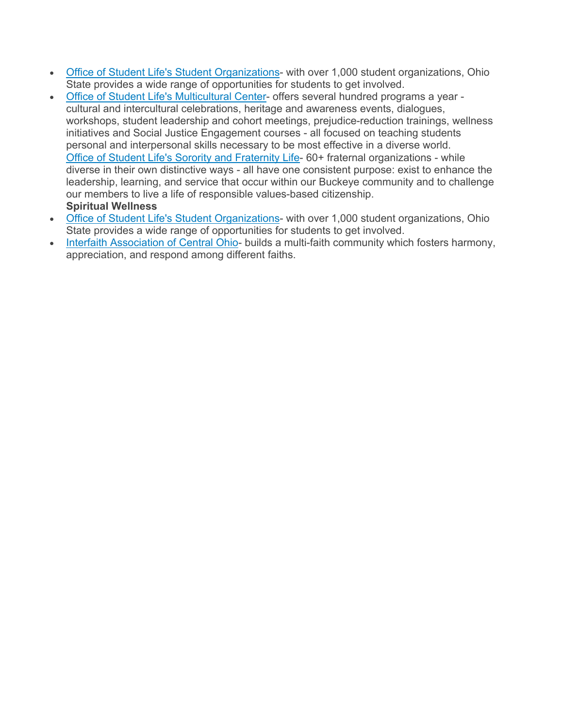- Office of Student Life's Student Organizations- with over 1,000 student organizations, Ohio State provides a wide range of opportunities for students to get involved.
- Office of Student Life's Multicultural Center- offers several hundred programs a year - cultural and intercultural celebrations, heritage and awareness events, dialogues, workshops, student leadership and cohort meetings, prejudice-reduction trainings, wellness initiatives and Social Justice Engagement courses - all focused on teaching students personal and interpersonal skills necessary to be most effective in a diverse world.
  Office of Student Life's Sorority and Fraternity Life- 60+ fraternal organizations - while diverse in their own distinctive ways - all have one consistent purpose: exist to enhance the leadership, learning, and service that occur within our Buckeye community and to challenge our members to live a life of responsible values-based citizenship.

**Spiritual Wellness**

- Office of Student Life's Student Organizations- with over 1,000 student organizations, Ohio State provides a wide range of opportunities for students to get involved.
- Interfaith Association of Central Ohio- builds a multi-faith community which fosters harmony, appreciation, and respond among different faiths.